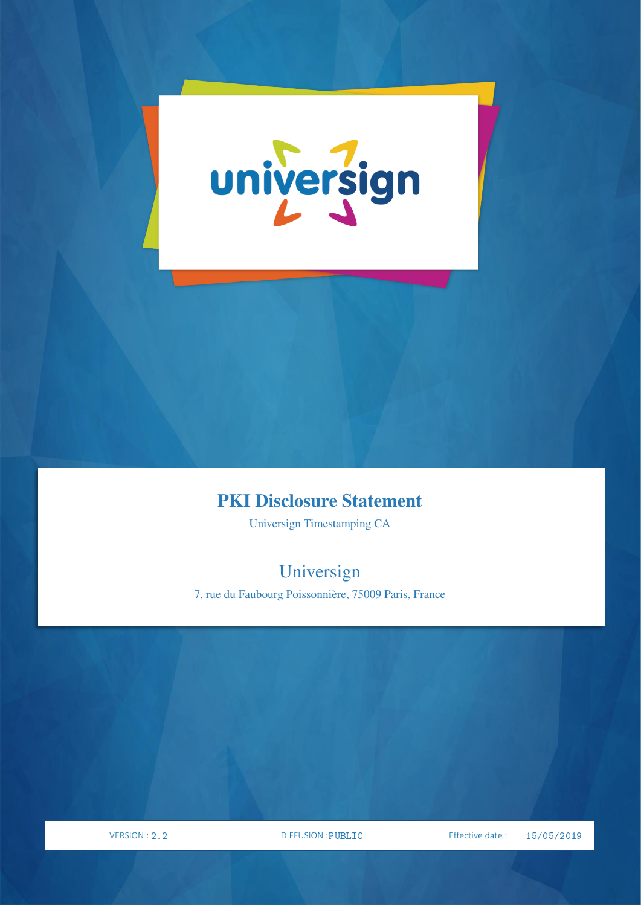# PKI Disclosure Statement

Universign Timestamping CA

## Universign

7, rue du Faubourg Poissonnière, 75009 Paris, France

| VERSION : 2.2 | DIFFUSION : PUBLIC | Effective date : 15/05/2019 |
| --- | --- | --- |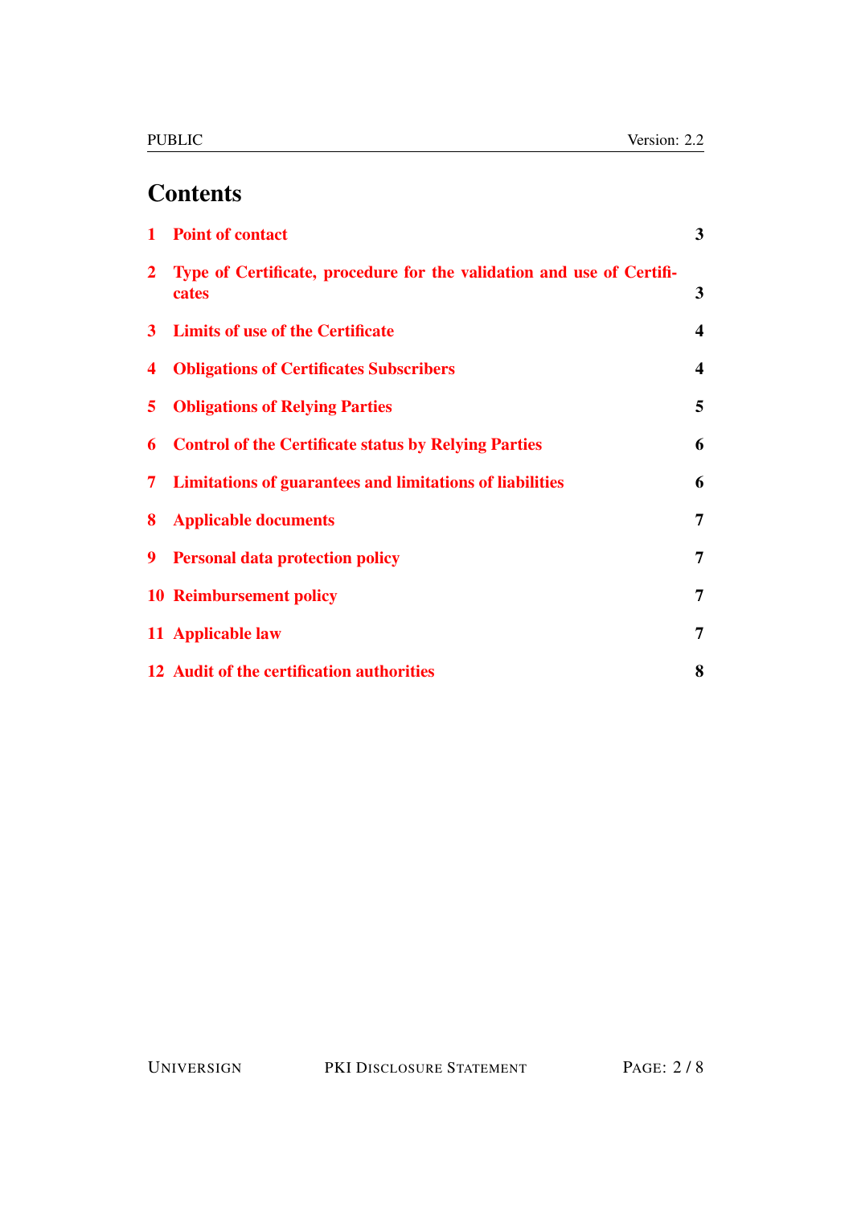# Contents

| | | |
|---|---|---|
| 1 | Point of contact | 3 |
| 2 | Type of Certificate, procedure for the validation and use of Certificates | 3 |
| 3 | Limits of use of the Certificate | 4 |
| 4 | Obligations of Certificates Subscribers | 4 |
| 5 | Obligations of Relying Parties | 5 |
| 6 | Control of the Certificate status by Relying Parties | 6 |
| 7 | Limitations of guarantees and limitations of liabilities | 6 |
| 8 | Applicable documents | 7 |
| 9 | Personal data protection policy | 7 |
| 10 | Reimbursement policy | 7 |
| 11 | Applicable law | 7 |
| 12 | Audit of the certification authorities | 8 |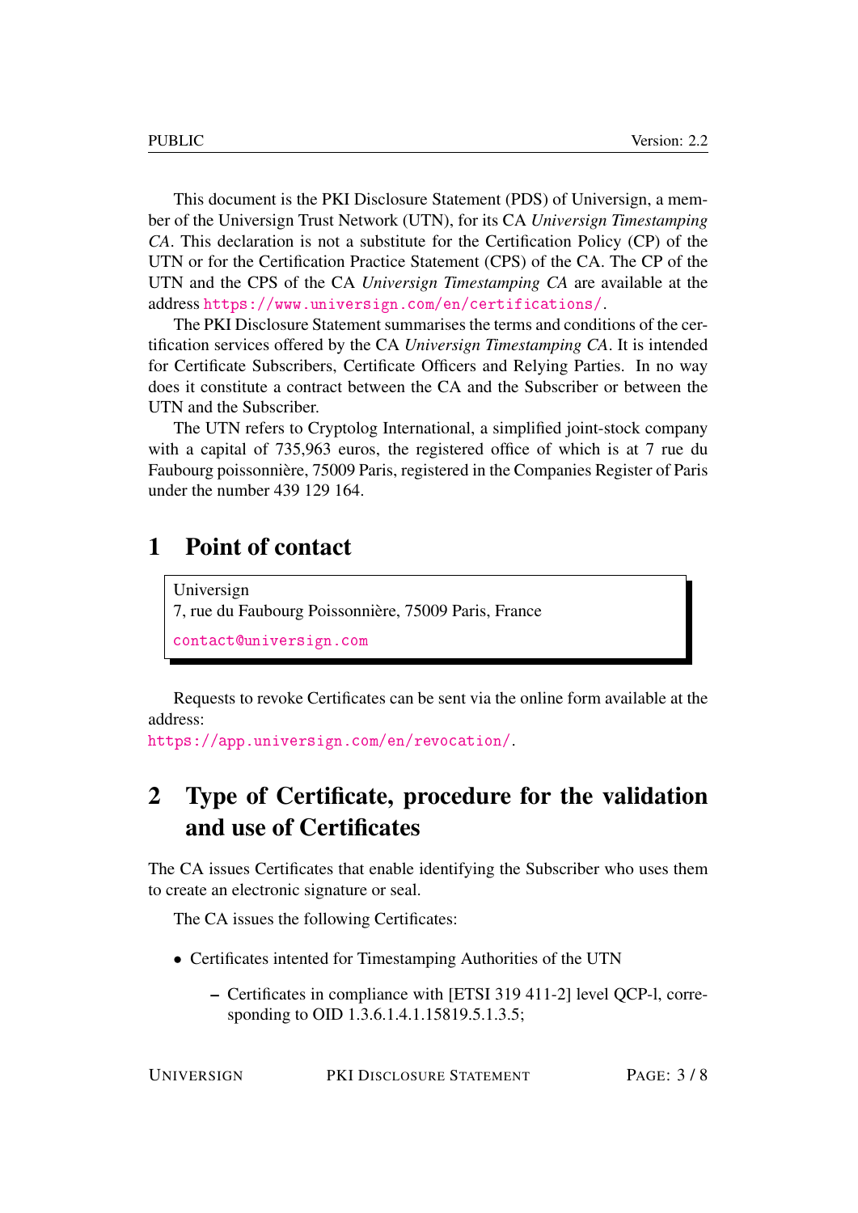This document is the PKI Disclosure Statement (PDS) of Universign, a member of the Universign Trust Network (UTN), for its CA *Universign Timestamping CA*. This declaration is not a substitute for the Certification Policy (CP) of the UTN or for the Certification Practice Statement (CPS) of the CA. The CP of the UTN and the CPS of the CA *Universign Timestamping CA* are available at the address https://www.universign.com/en/certifications/.

The PKI Disclosure Statement summarises the terms and conditions of the certification services offered by the CA *Universign Timestamping CA*. It is intended for Certificate Subscribers, Certificate Officers and Relying Parties. In no way does it constitute a contract between the CA and the Subscriber or between the UTN and the Subscriber.

The UTN refers to Cryptolog International, a simplified joint-stock company with a capital of 735,963 euros, the registered office of which is at 7 rue du Faubourg poissonnière, 75009 Paris, registered in the Companies Register of Paris under the number 439 129 164.

# 1 Point of contact

Universign
7, rue du Faubourg Poissonnière, 75009 Paris, France
contact@universign.com

Requests to revoke Certificates can be sent via the online form available at the address:
https://app.universign.com/en/revocation/.

# 2 Type of Certificate, procedure for the validation and use of Certificates

The CA issues Certificates that enable identifying the Subscriber who uses them to create an electronic signature or seal.

The CA issues the following Certificates:

- Certificates intented for Timestamping Authorities of the UTN
  - Certificates in compliance with [ETSI 319 411-2] level QCP-l, corresponding to OID 1.3.6.1.4.1.15819.5.1.3.5;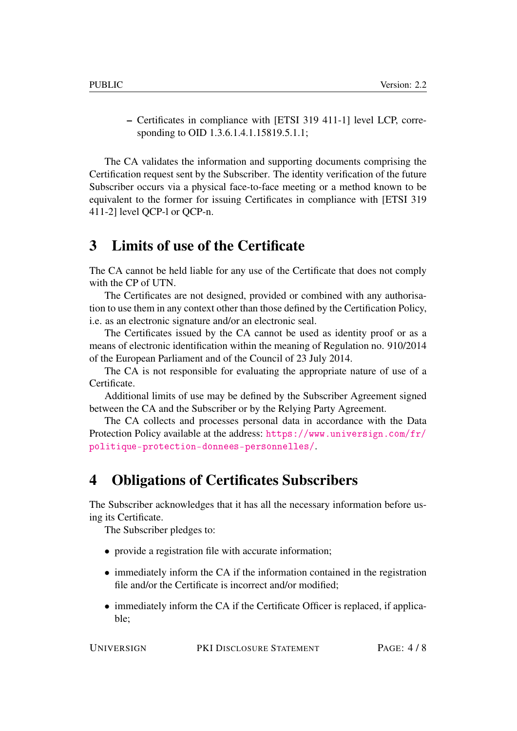- Certificates in compliance with [ETSI 319 411-1] level LCP, corresponding to OID 1.3.6.1.4.1.15819.5.1.1;

The CA validates the information and supporting documents comprising the Certification request sent by the Subscriber. The identity verification of the future Subscriber occurs via a physical face-to-face meeting or a method known to be equivalent to the former for issuing Certificates in compliance with [ETSI 319 411-2] level QCP-l or QCP-n.

# 3 Limits of use of the Certificate

The CA cannot be held liable for any use of the Certificate that does not comply with the CP of UTN.

The Certificates are not designed, provided or combined with any authorisation to use them in any context other than those defined by the Certification Policy, i.e. as an electronic signature and/or an electronic seal.

The Certificates issued by the CA cannot be used as identity proof or as a means of electronic identification within the meaning of Regulation no. 910/2014 of the European Parliament and of the Council of 23 July 2014.

The CA is not responsible for evaluating the appropriate nature of use of a Certificate.

Additional limits of use may be defined by the Subscriber Agreement signed between the CA and the Subscriber or by the Relying Party Agreement.

The CA collects and processes personal data in accordance with the Data Protection Policy available at the address: https://www.universign.com/fr/politique-protection-donnees-personnelles/.

# 4 Obligations of Certificates Subscribers

The Subscriber acknowledges that it has all the necessary information before using its Certificate.

The Subscriber pledges to:

- provide a registration file with accurate information;
- immediately inform the CA if the information contained in the registration file and/or the Certificate is incorrect and/or modified;
- immediately inform the CA if the Certificate Officer is replaced, if applicable;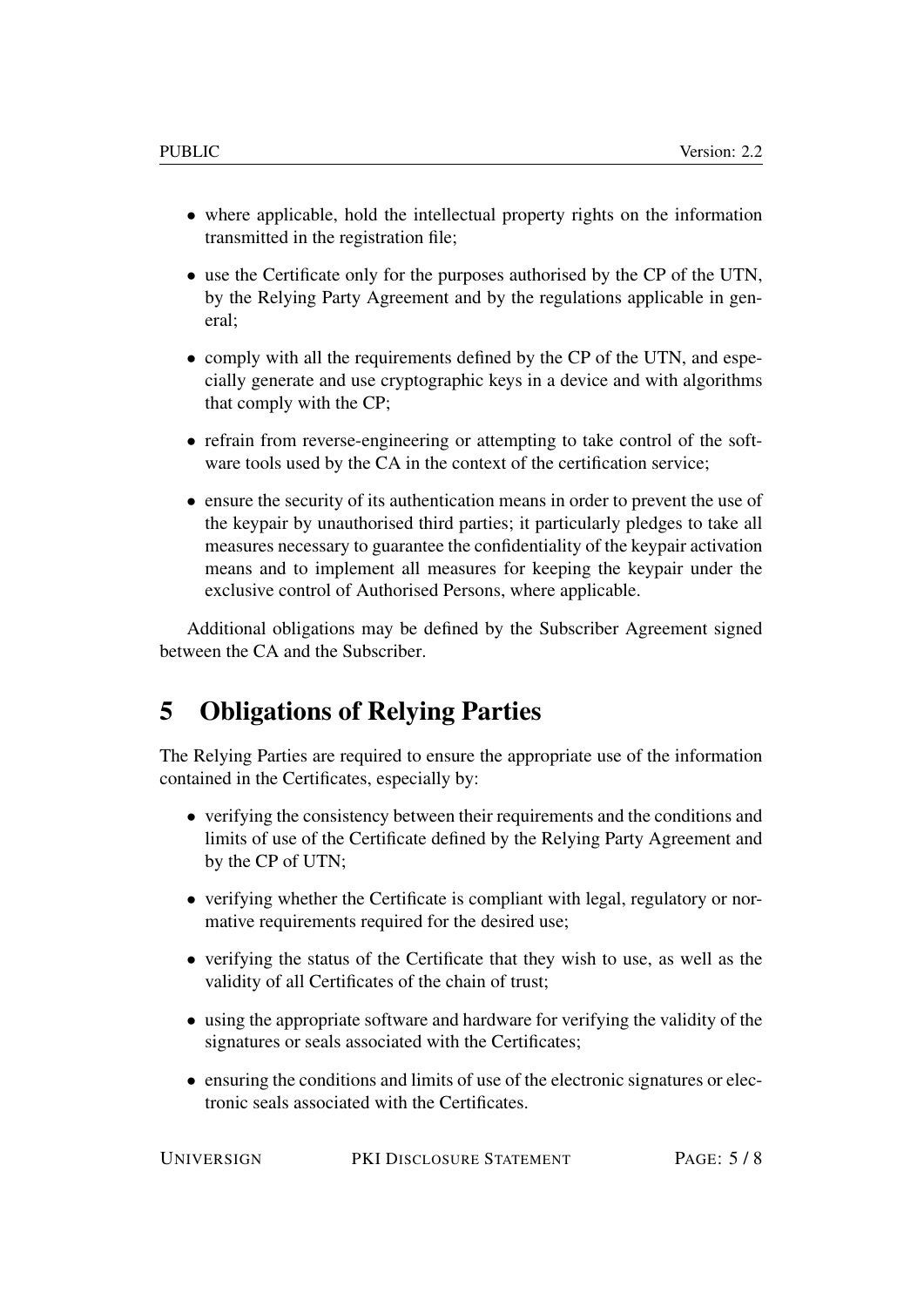- where applicable, hold the intellectual property rights on the information transmitted in the registration file;
- use the Certificate only for the purposes authorised by the CP of the UTN, by the Relying Party Agreement and by the regulations applicable in general;
- comply with all the requirements defined by the CP of the UTN, and especially generate and use cryptographic keys in a device and with algorithms that comply with the CP;
- refrain from reverse-engineering or attempting to take control of the software tools used by the CA in the context of the certification service;
- ensure the security of its authentication means in order to prevent the use of the keypair by unauthorised third parties; it particularly pledges to take all measures necessary to guarantee the confidentiality of the keypair activation means and to implement all measures for keeping the keypair under the exclusive control of Authorised Persons, where applicable.

Additional obligations may be defined by the Subscriber Agreement signed between the CA and the Subscriber.

# 5 Obligations of Relying Parties

The Relying Parties are required to ensure the appropriate use of the information contained in the Certificates, especially by:

- verifying the consistency between their requirements and the conditions and limits of use of the Certificate defined by the Relying Party Agreement and by the CP of UTN;
- verifying whether the Certificate is compliant with legal, regulatory or normative requirements required for the desired use;
- verifying the status of the Certificate that they wish to use, as well as the validity of all Certificates of the chain of trust;
- using the appropriate software and hardware for verifying the validity of the signatures or seals associated with the Certificates;
- ensuring the conditions and limits of use of the electronic signatures or electronic seals associated with the Certificates.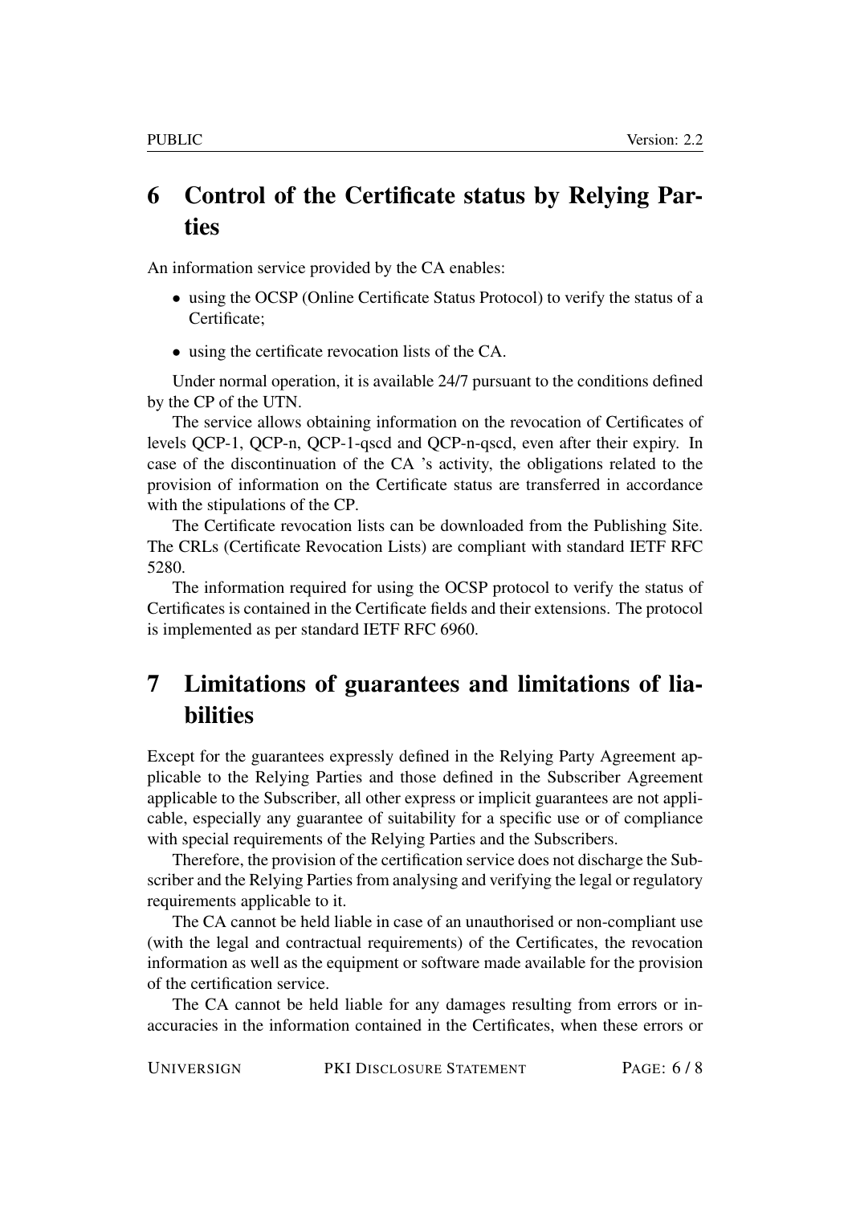# 6 Control of the Certificate status by Relying Parties

An information service provided by the CA enables:

- using the OCSP (Online Certificate Status Protocol) to verify the status of a Certificate;
- using the certificate revocation lists of the CA.

Under normal operation, it is available 24/7 pursuant to the conditions defined by the CP of the UTN.

The service allows obtaining information on the revocation of Certificates of levels QCP-1, QCP-n, QCP-1-qscd and QCP-n-qscd, even after their expiry. In case of the discontinuation of the CA 's activity, the obligations related to the provision of information on the Certificate status are transferred in accordance with the stipulations of the CP.

The Certificate revocation lists can be downloaded from the Publishing Site. The CRLs (Certificate Revocation Lists) are compliant with standard IETF RFC 5280.

The information required for using the OCSP protocol to verify the status of Certificates is contained in the Certificate fields and their extensions. The protocol is implemented as per standard IETF RFC 6960.

# 7 Limitations of guarantees and limitations of liabilities

Except for the guarantees expressly defined in the Relying Party Agreement applicable to the Relying Parties and those defined in the Subscriber Agreement applicable to the Subscriber, all other express or implicit guarantees are not applicable, especially any guarantee of suitability for a specific use or of compliance with special requirements of the Relying Parties and the Subscribers.

Therefore, the provision of the certification service does not discharge the Subscriber and the Relying Parties from analysing and verifying the legal or regulatory requirements applicable to it.

The CA cannot be held liable in case of an unauthorised or non-compliant use (with the legal and contractual requirements) of the Certificates, the revocation information as well as the equipment or software made available for the provision of the certification service.

The CA cannot be held liable for any damages resulting from errors or inaccuracies in the information contained in the Certificates, when these errors or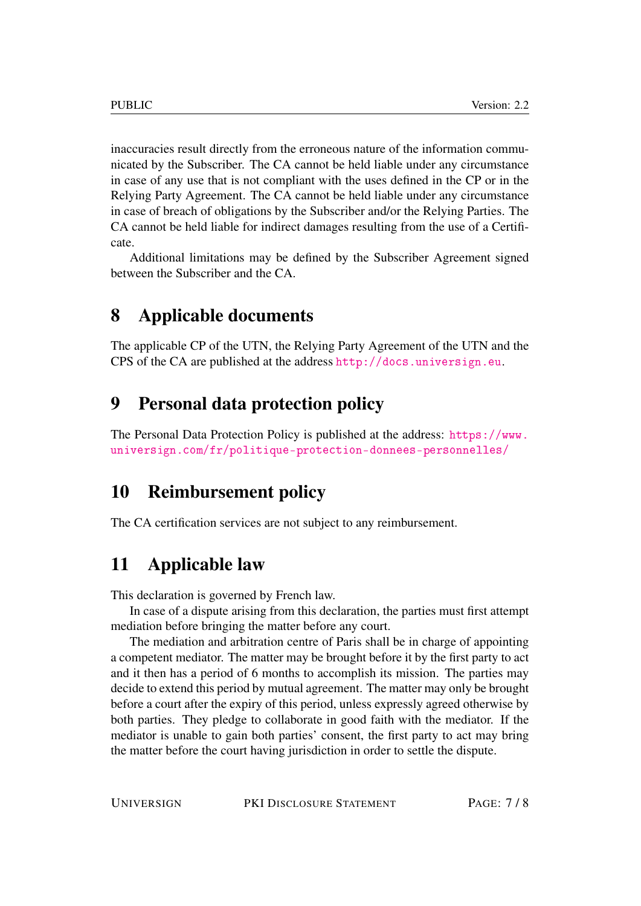inaccuracies result directly from the erroneous nature of the information communicated by the Subscriber. The CA cannot be held liable under any circumstance in case of any use that is not compliant with the uses defined in the CP or in the Relying Party Agreement. The CA cannot be held liable under any circumstance in case of breach of obligations by the Subscriber and/or the Relying Parties. The CA cannot be held liable for indirect damages resulting from the use of a Certificate.

Additional limitations may be defined by the Subscriber Agreement signed between the Subscriber and the CA.

# 8 Applicable documents

The applicable CP of the UTN, the Relying Party Agreement of the UTN and the CPS of the CA are published at the address http://docs.universign.eu.

# 9 Personal data protection policy

The Personal Data Protection Policy is published at the address: https://www.universign.com/fr/politique-protection-donnees-personnelles/

# 10 Reimbursement policy

The CA certification services are not subject to any reimbursement.

# 11 Applicable law

This declaration is governed by French law.

In case of a dispute arising from this declaration, the parties must first attempt mediation before bringing the matter before any court.

The mediation and arbitration centre of Paris shall be in charge of appointing a competent mediator. The matter may be brought before it by the first party to act and it then has a period of 6 months to accomplish its mission. The parties may decide to extend this period by mutual agreement. The matter may only be brought before a court after the expiry of this period, unless expressly agreed otherwise by both parties. They pledge to collaborate in good faith with the mediator. If the mediator is unable to gain both parties' consent, the first party to act may bring the matter before the court having jurisdiction in order to settle the dispute.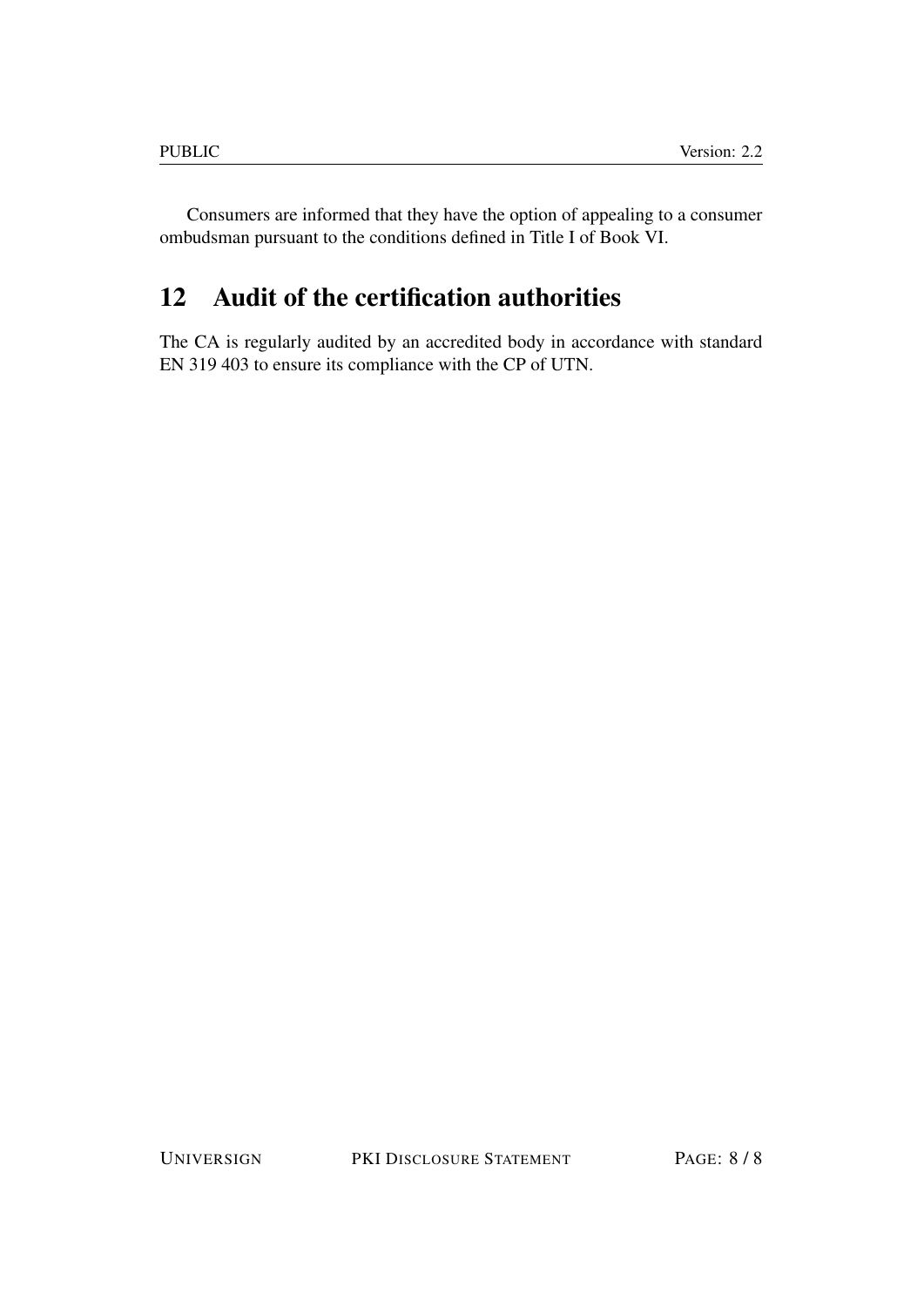Consumers are informed that they have the option of appealing to a consumer ombudsman pursuant to the conditions defined in Title I of Book VI.

# 12 Audit of the certification authorities

The CA is regularly audited by an accredited body in accordance with standard EN 319 403 to ensure its compliance with the CP of UTN.